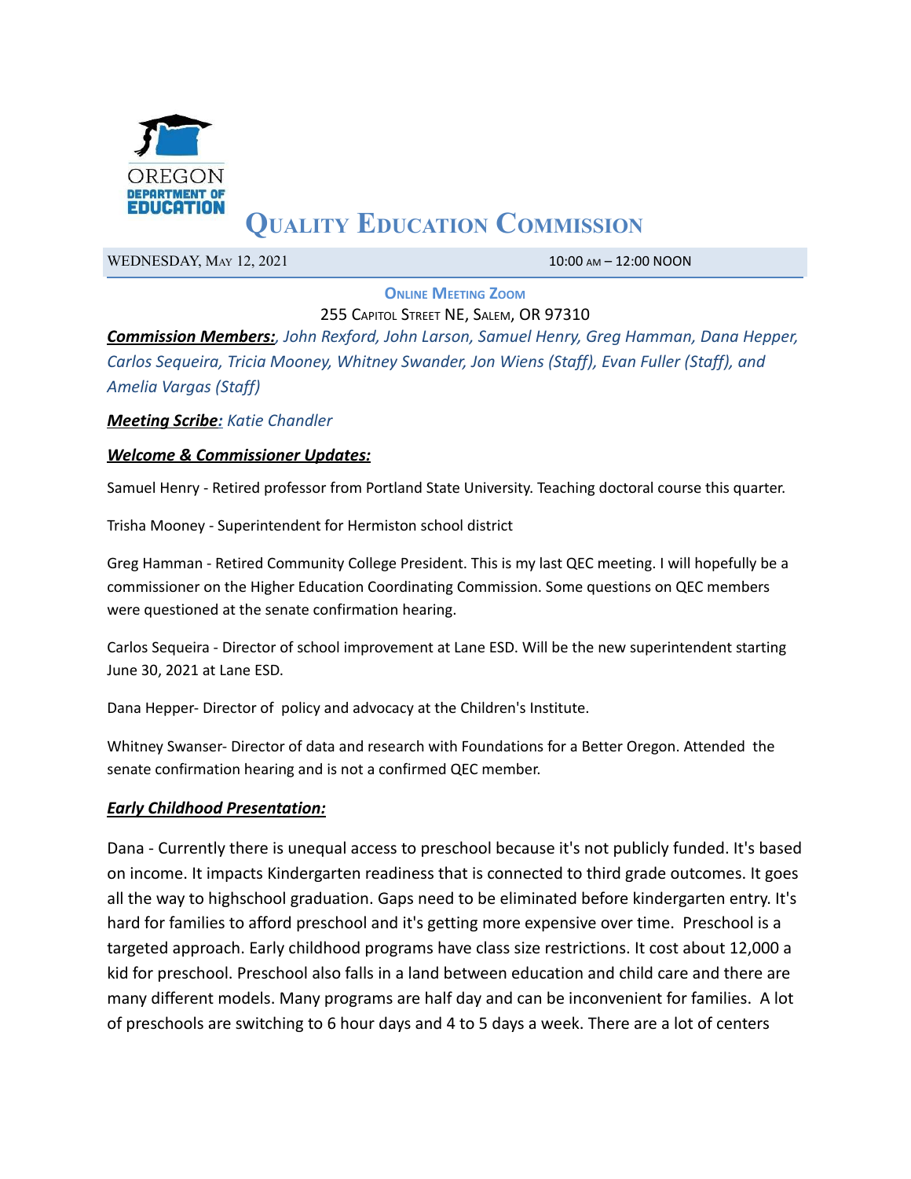OREGON DEPARTMENT OF EDUCATION

# Quality Education Commission

WEDNESDAY, MAY 12, 2021 10:00 AM – 12:00 NOON

**ONLINE MEETING ZOOM**

255 CAPITOL STREET NE, SALEM, OR 97310

***Commission Members:*** *, John Rexford, John Larson, Samuel Henry, Greg Hamman, Dana Hepper, Carlos Sequeira, Tricia Mooney, Whitney Swander, Jon Wiens (Staff), Evan Fuller (Staff), and Amelia Vargas (Staff)*

***Meeting Scribe:*** *Katie Chandler*

***Welcome & Commissioner Updates:***

Samuel Henry - Retired professor from Portland State University. Teaching doctoral course this quarter.

Trisha Mooney - Superintendent for Hermiston school district

Greg Hamman - Retired Community College President. This is my last QEC meeting. I will hopefully be a commissioner on the Higher Education Coordinating Commission. Some questions on QEC members were questioned at the senate confirmation hearing.

Carlos Sequeira - Director of school improvement at Lane ESD. Will be the new superintendent starting June 30, 2021 at Lane ESD.

Dana Hepper- Director of policy and advocacy at the Children's Institute.

Whitney Swanser- Director of data and research with Foundations for a Better Oregon. Attended the senate confirmation hearing and is not a confirmed QEC member.

***Early Childhood Presentation:***

Dana - Currently there is unequal access to preschool because it's not publicly funded. It's based on income. It impacts Kindergarten readiness that is connected to third grade outcomes. It goes all the way to highschool graduation. Gaps need to be eliminated before kindergarten entry. It's hard for families to afford preschool and it's getting more expensive over time. Preschool is a targeted approach. Early childhood programs have class size restrictions. It cost about 12,000 a kid for preschool. Preschool also falls in a land between education and child care and there are many different models. Many programs are half day and can be inconvenient for families. A lot of preschools are switching to 6 hour days and 4 to 5 days a week. There are a lot of centers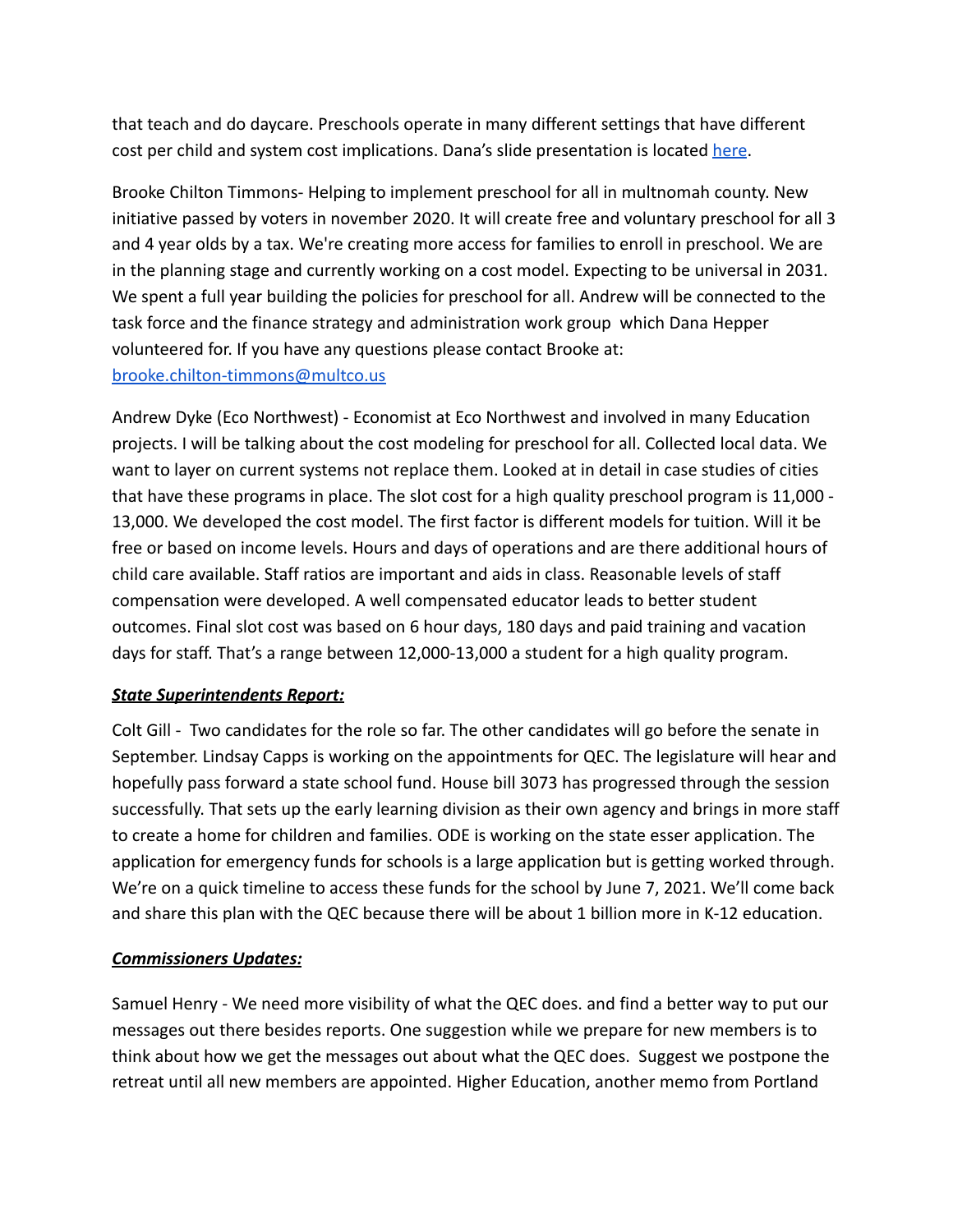that teach and do daycare. Preschools operate in many different settings that have different cost per child and system cost implications. Dana's slide presentation is located [here](#).

Brooke Chilton Timmons- Helping to implement preschool for all in multnomah county. New initiative passed by voters in november 2020. It will create free and voluntary preschool for all 3 and 4 year olds by a tax. We're creating more access for families to enroll in preschool. We are in the planning stage and currently working on a cost model. Expecting to be universal in 2031. We spent a full year building the policies for preschool for all. Andrew will be connected to the task force and the finance strategy and administration work group which Dana Hepper volunteered for. If you have any questions please contact Brooke at: [brooke.chilton-timmons@multco.us](mailto:brooke.chilton-timmons@multco.us)

Andrew Dyke (Eco Northwest) - Economist at Eco Northwest and involved in many Education projects. I will be talking about the cost modeling for preschool for all. Collected local data. We want to layer on current systems not replace them. Looked at in detail in case studies of cities that have these programs in place. The slot cost for a high quality preschool program is 11,000 - 13,000. We developed the cost model. The first factor is different models for tuition. Will it be free or based on income levels. Hours and days of operations and are there additional hours of child care available. Staff ratios are important and aids in class. Reasonable levels of staff compensation were developed. A well compensated educator leads to better student outcomes. Final slot cost was based on 6 hour days, 180 days and paid training and vacation days for staff. That's a range between 12,000-13,000 a student for a high quality program.

***State Superintendents Report:***

Colt Gill - Two candidates for the role so far. The other candidates will go before the senate in September. Lindsay Capps is working on the appointments for QEC. The legislature will hear and hopefully pass forward a state school fund. House bill 3073 has progressed through the session successfully. That sets up the early learning division as their own agency and brings in more staff to create a home for children and families. ODE is working on the state esser application. The application for emergency funds for schools is a large application but is getting worked through. We're on a quick timeline to access these funds for the school by June 7, 2021. We'll come back and share this plan with the QEC because there will be about 1 billion more in K-12 education.

***Commissioners Updates:***

Samuel Henry - We need more visibility of what the QEC does. and find a better way to put our messages out there besides reports. One suggestion while we prepare for new members is to think about how we get the messages out about what the QEC does. Suggest we postpone the retreat until all new members are appointed. Higher Education, another memo from Portland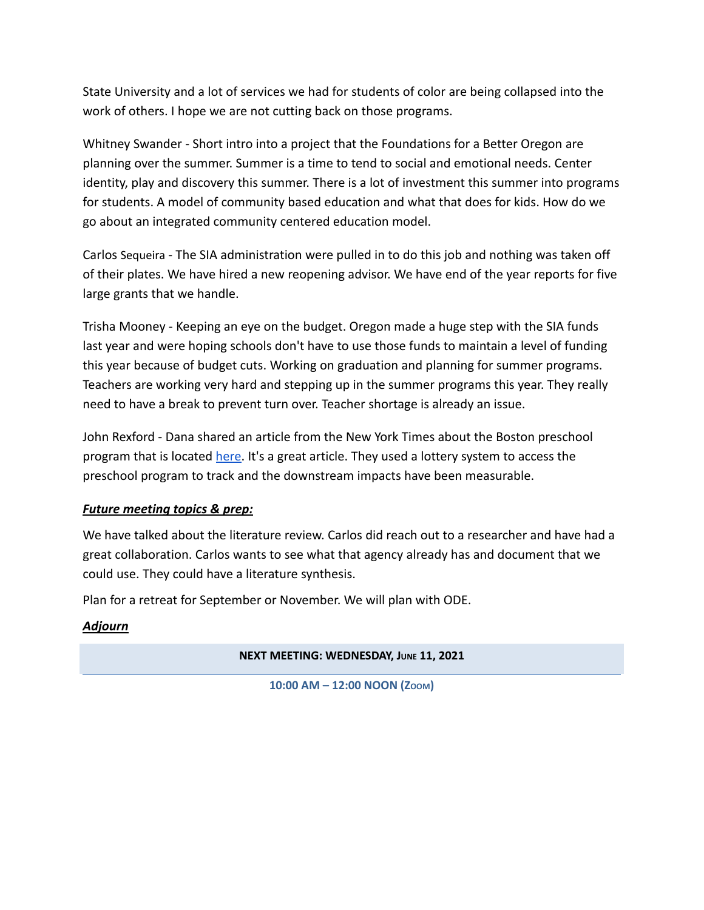State University and a lot of services we had for students of color are being collapsed into the work of others. I hope we are not cutting back on those programs.

Whitney Swander - Short intro into a project that the Foundations for a Better Oregon are planning over the summer. Summer is a time to tend to social and emotional needs. Center identity, play and discovery this summer. There is a lot of investment this summer into programs for students. A model of community based education and what that does for kids. How do we go about an integrated community centered education model.

Carlos Sequeira - The SIA administration were pulled in to do this job and nothing was taken off of their plates. We have hired a new reopening advisor. We have end of the year reports for five large grants that we handle.

Trisha Mooney - Keeping an eye on the budget. Oregon made a huge step with the SIA funds last year and were hoping schools don't have to use those funds to maintain a level of funding this year because of budget cuts. Working on graduation and planning for summer programs. Teachers are working very hard and stepping up in the summer programs this year. They really need to have a break to prevent turn over. Teacher shortage is already an issue.

John Rexford - Dana shared an article from the New York Times about the Boston preschool program that is located here. It's a great article. They used a lottery system to access the preschool program to track and the downstream impacts have been measurable.

***Future meeting topics & prep:***

We have talked about the literature review. Carlos did reach out to a researcher and have had a great collaboration. Carlos wants to see what that agency already has and document that we could use. They could have a literature synthesis.

Plan for a retreat for September or November. We will plan with ODE.

***Adjourn***

**NEXT MEETING: WEDNESDAY, JUNE 11, 2021**

**10:00 AM – 12:00 NOON (ZOOM)**